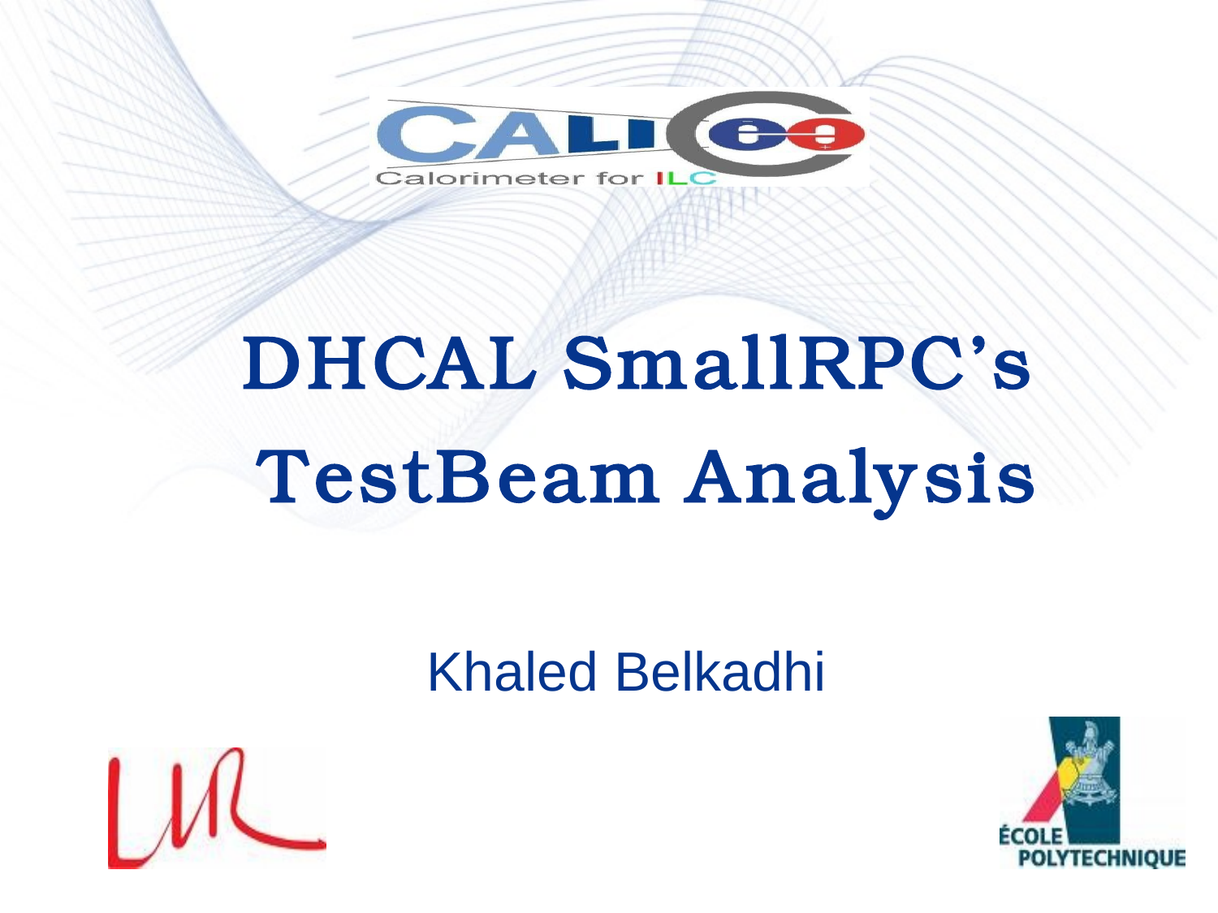# DHCAL SmallRPC's TestBeam Analysis

Khaled Belkadhi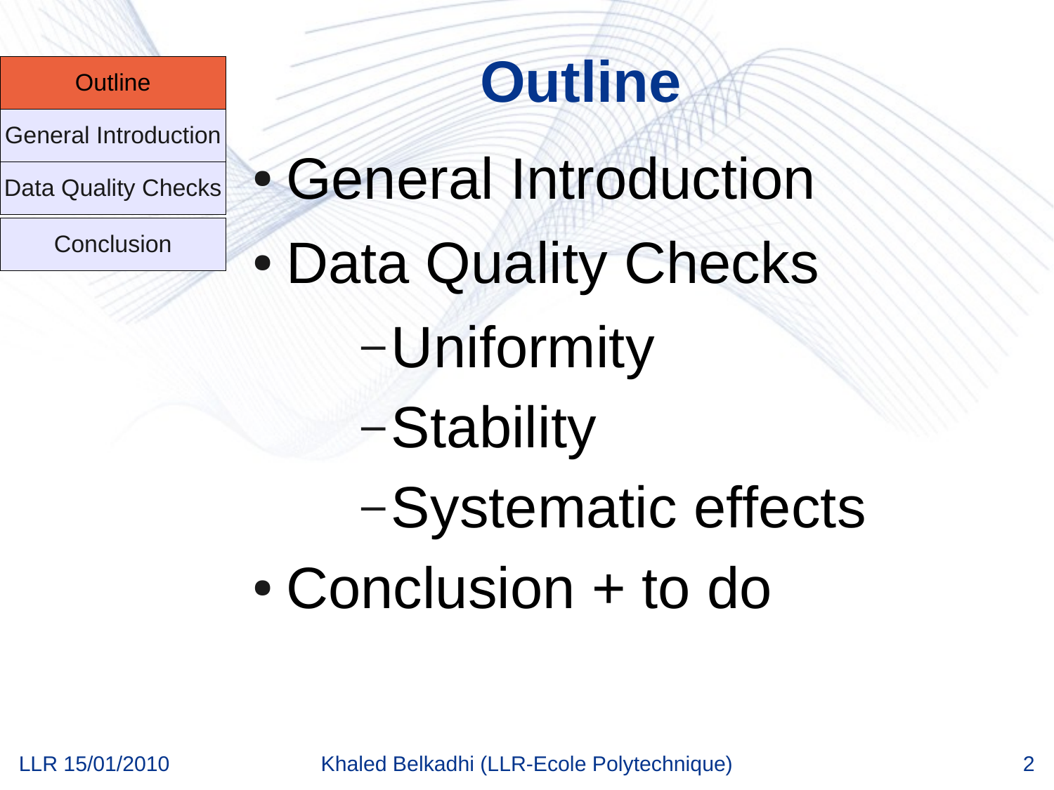# Outline

- General Introduction
- Data Quality Checks
  - Uniformity
  - Stability
  - Systematic effects
- Conclusion + to do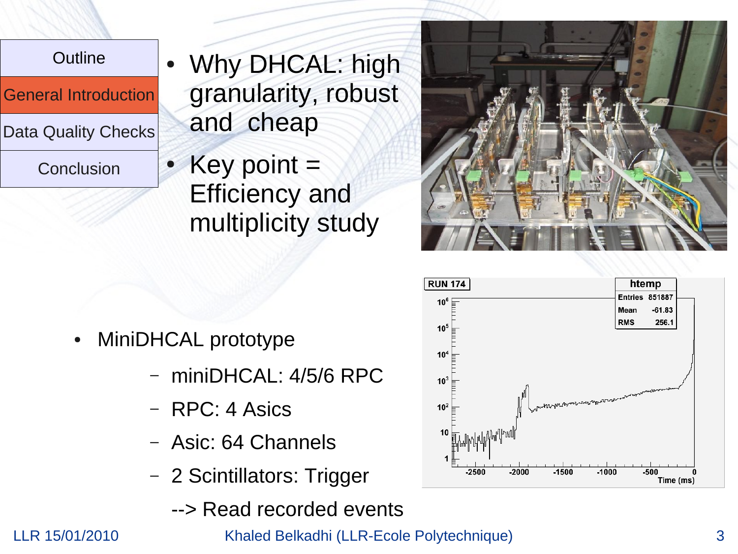| Outline |
| --- |
| General Introduction |
| Data Quality Checks |
| Conclusion |

- Why DHCAL: high granularity, robust and cheap
- Key point = Efficiency and multiplicity study

- MiniDHCAL prototype
  - miniDHCAL: 4/5/6 RPC
  - RPC: 4 Asics
  - Asic: 64 Channels
  - 2 Scintillators: Trigger

  --> Read recorded events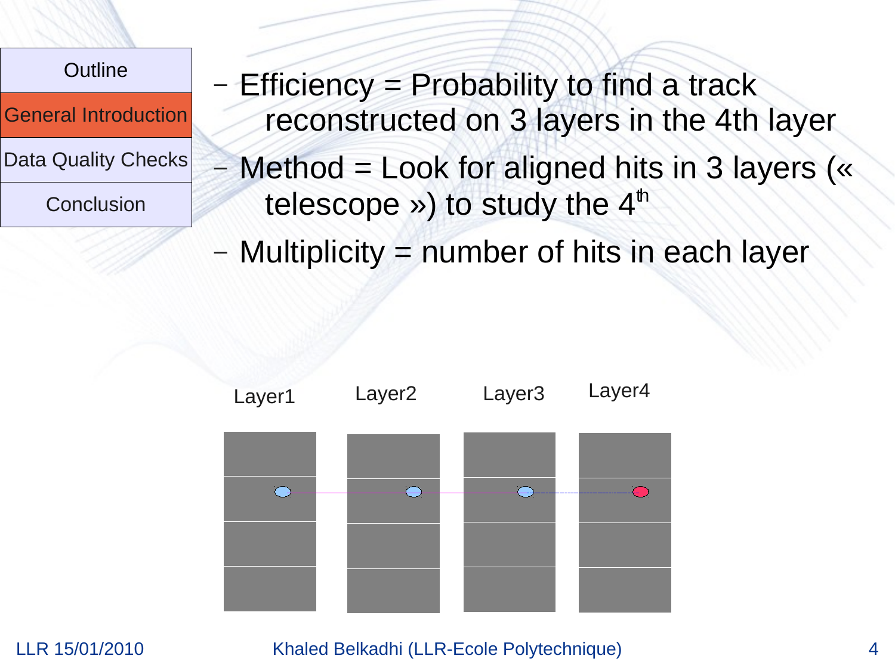- Efficiency = Probability to find a track reconstructed on 3 layers in the 4th layer
- Method = Look for aligned hits in 3 layers (« telescope ») to study the $4^{th}$
- Multiplicity = number of hits in each layer

Layer1 Layer2 Layer3 Layer4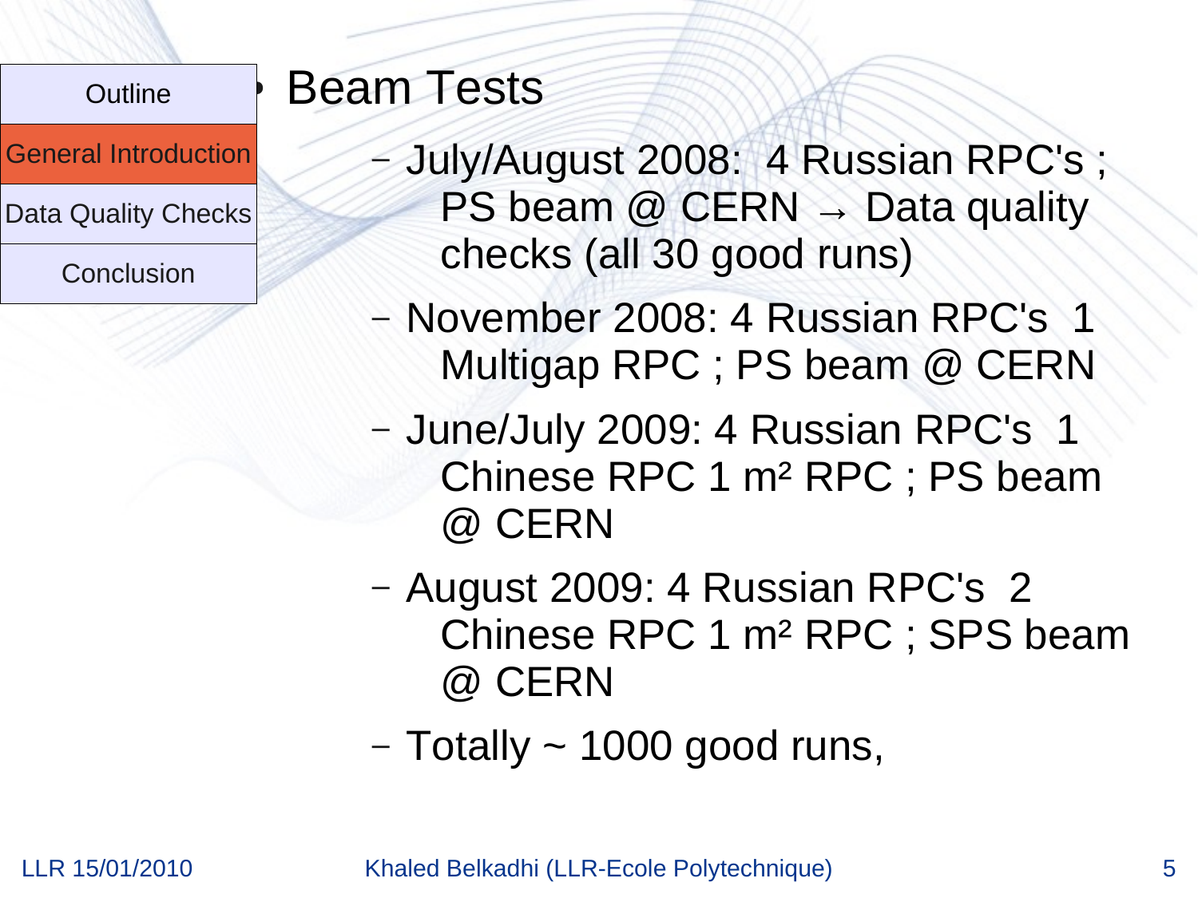- Beam Tests
  - July/August 2008:  4 Russian RPC's ; PS beam @ CERN → Data quality checks (all 30 good runs)
  - November 2008: 4 Russian RPC's  1 Multigap RPC ; PS beam @ CERN
  - June/July 2009: 4 Russian RPC's  1 Chinese RPC 1 m² RPC ; PS beam @ CERN
  - August 2009: 4 Russian RPC's  2 Chinese RPC 1 m² RPC ; SPS beam @ CERN
  - Totally ~ 1000 good runs,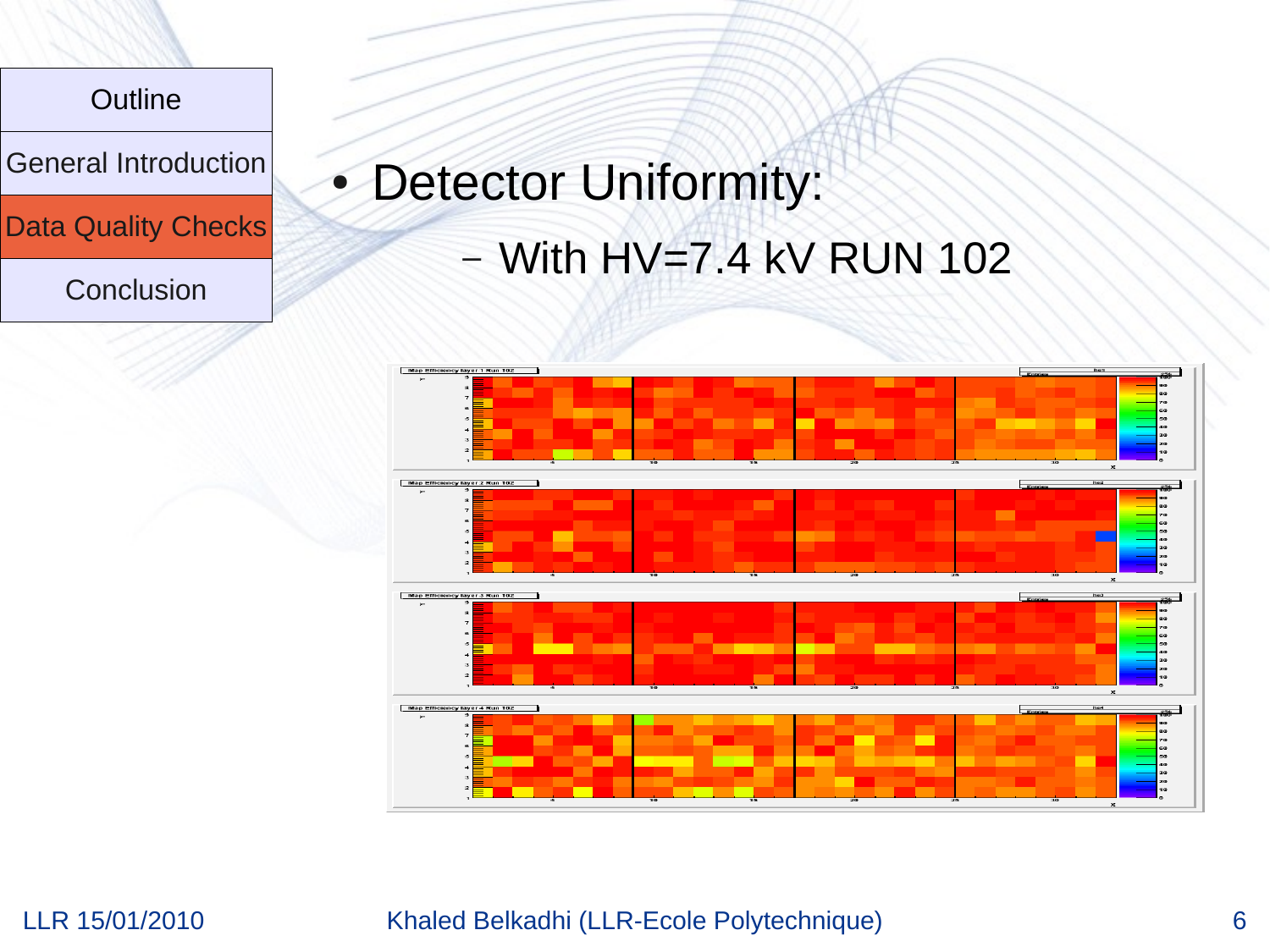| Outline |
| --- |
| General Introduction |
| Data Quality Checks |
| Conclusion |

- Detector Uniformity:
  - With HV=7.4 kV RUN 102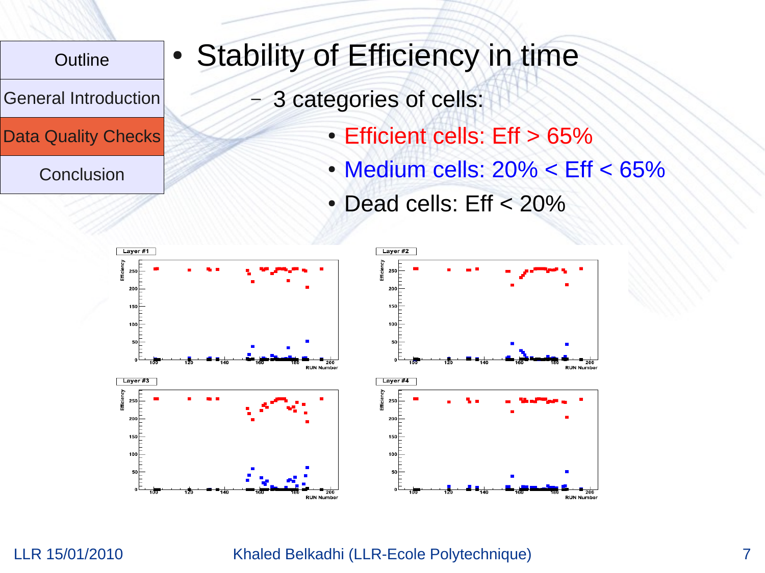- Outline
- General Introduction
- Data Quality Checks
- Conclusion

# Stability of Efficiency in time

- 3 categories of cells:
  - Efficient cells: Eff > 65%
  - Medium cells: 20% < Eff < 65%
  - Dead cells: Eff < 20%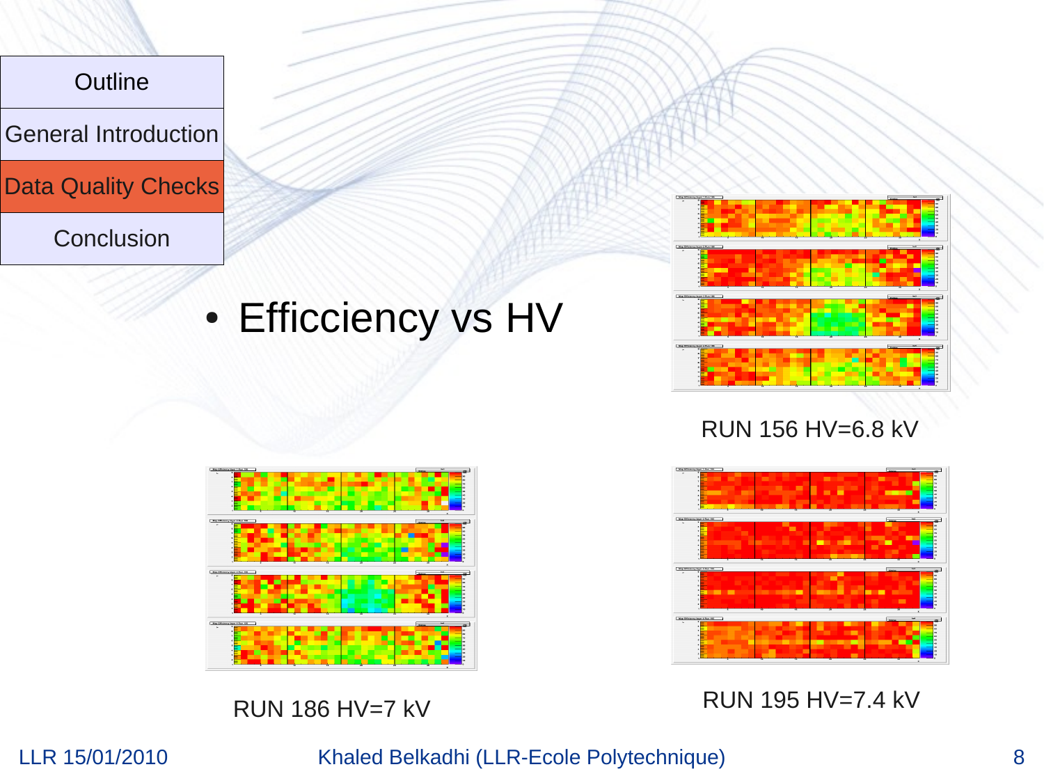| Outline |
| --- |
| General Introduction |
| Data Quality Checks |
| Conclusion |

- Efficiency vs HV

RUN 156 HV=6.8 kV

RUN 186 HV=7 kV

RUN 195 HV=7.4 kV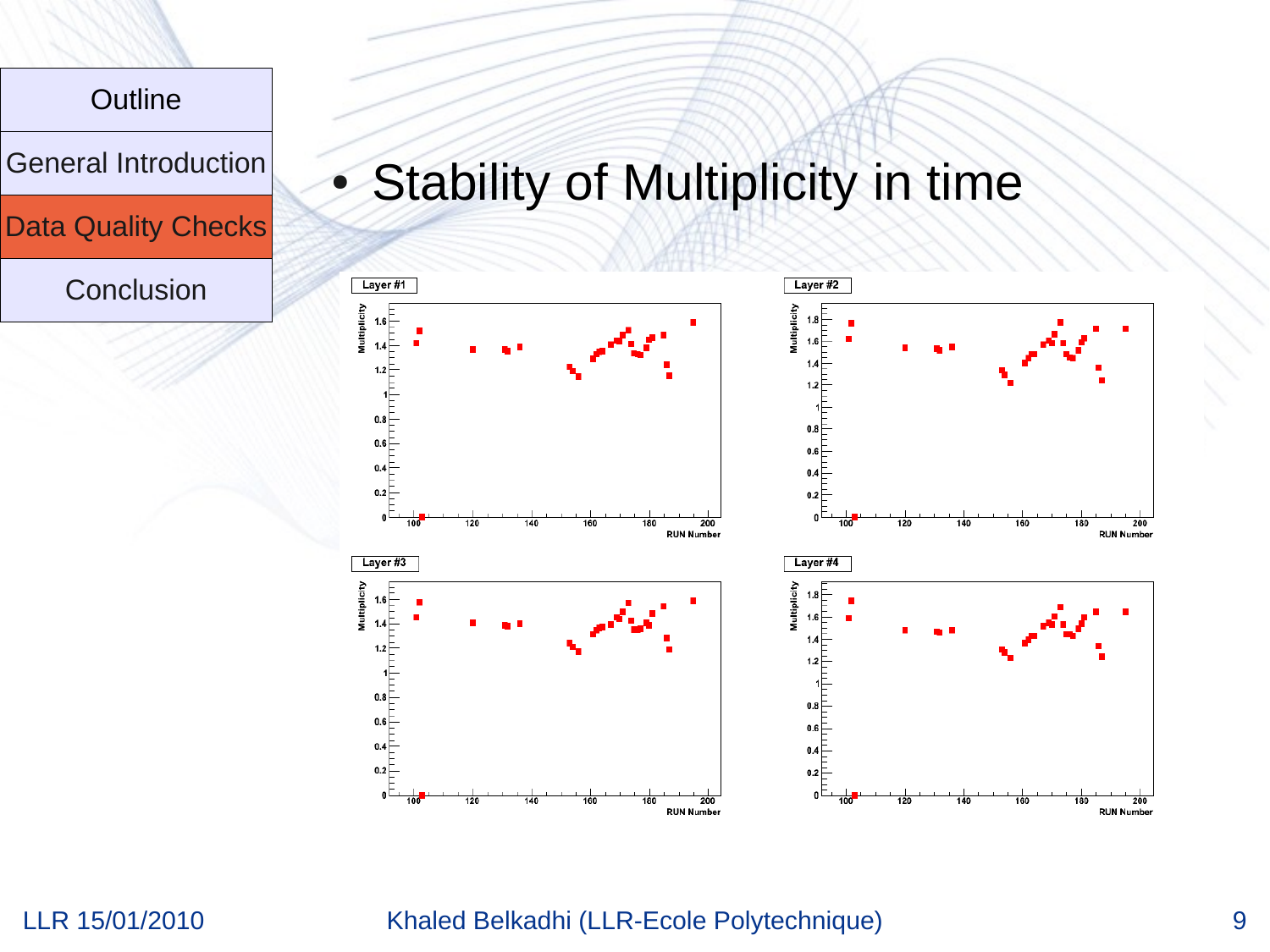- Outline
- General Introduction
- Data Quality Checks
- Conclusion

- Stability of Multiplicity in time

Layer #1

Layer #2

Layer #3

Layer #4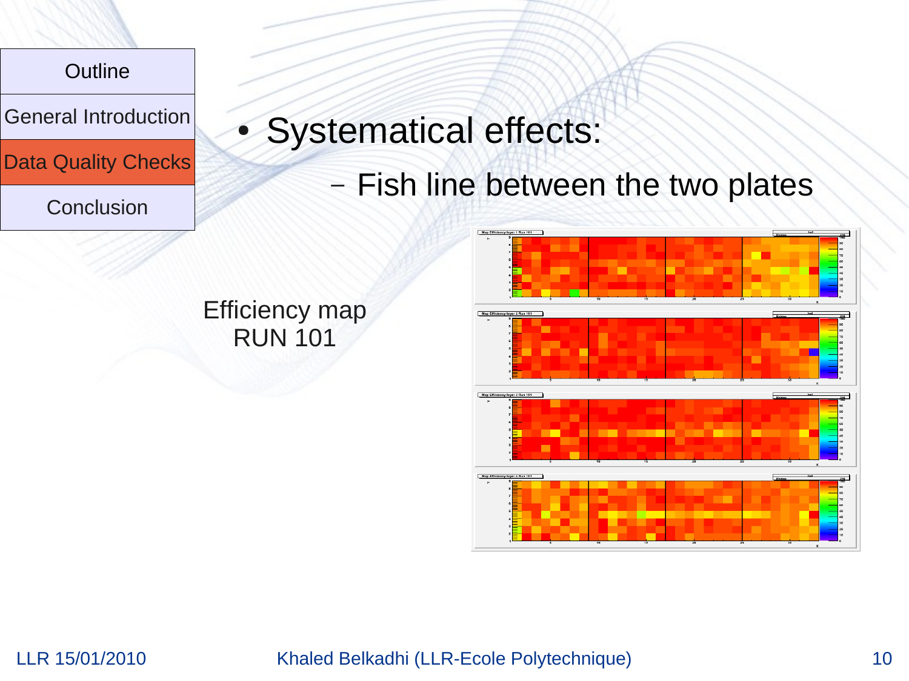- Outline
- General Introduction
- Data Quality Checks
- Conclusion

- Systematical effects:
  - Fish line between the two plates

Efficiency map
RUN 101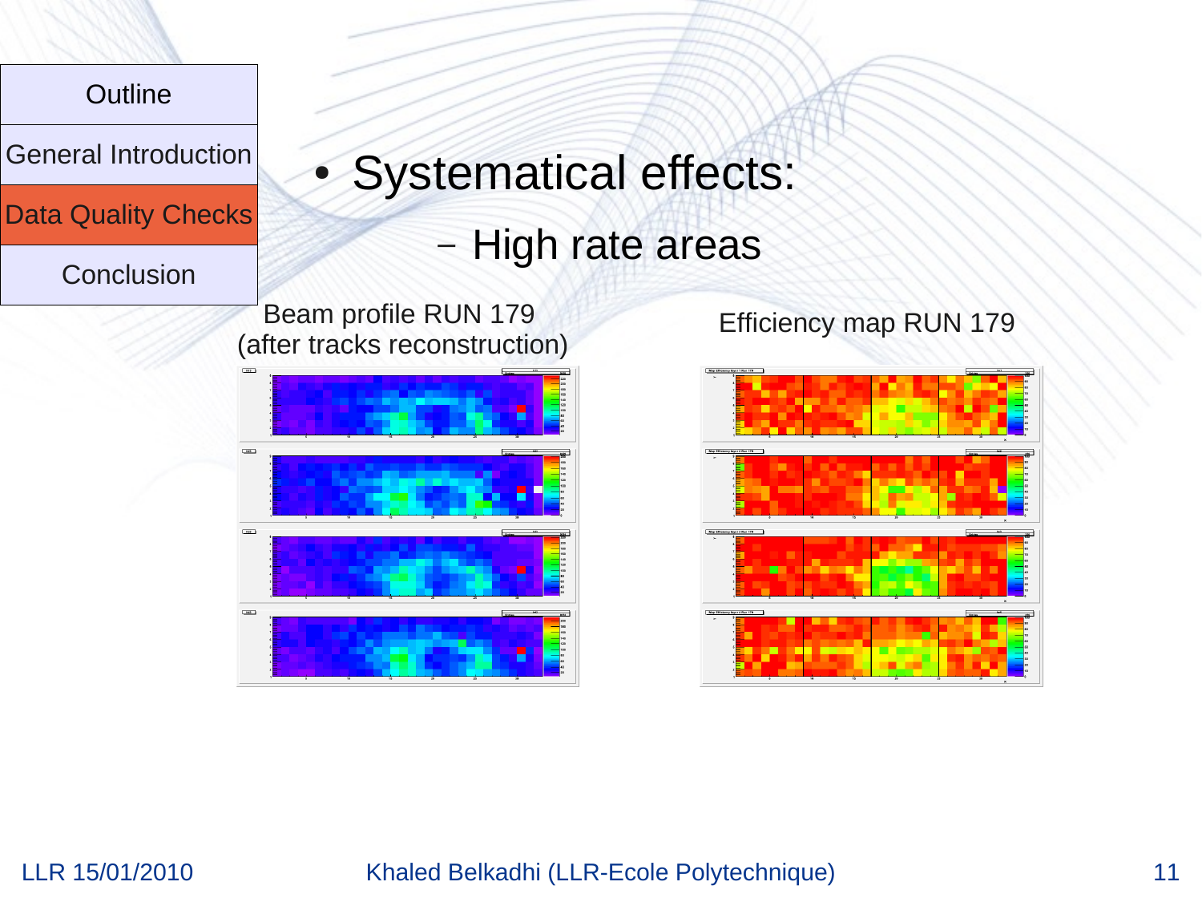| Outline |
| --- |
| General Introduction |
| Data Quality Checks |
| Conclusion |

- Systematical effects:
  - High rate areas

Beam profile RUN 179 (after tracks reconstruction)

Efficiency map RUN 179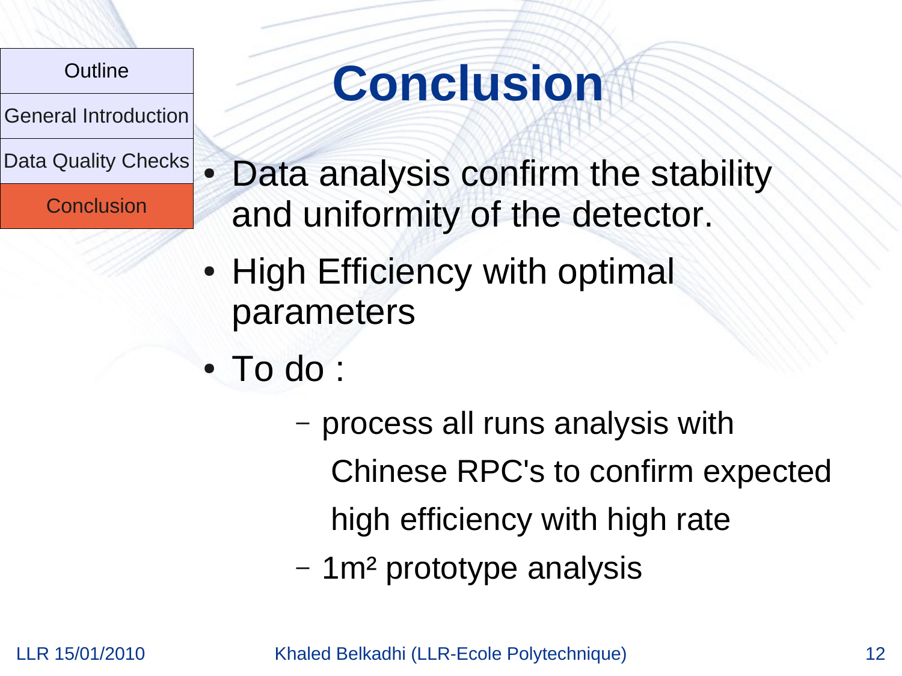# Conclusion

- Data analysis confirm the stability and uniformity of the detector.
- High Efficiency with optimal parameters
- To do :
  - process all runs analysis with Chinese RPC's to confirm expected high efficiency with high rate
  - 1m² prototype analysis